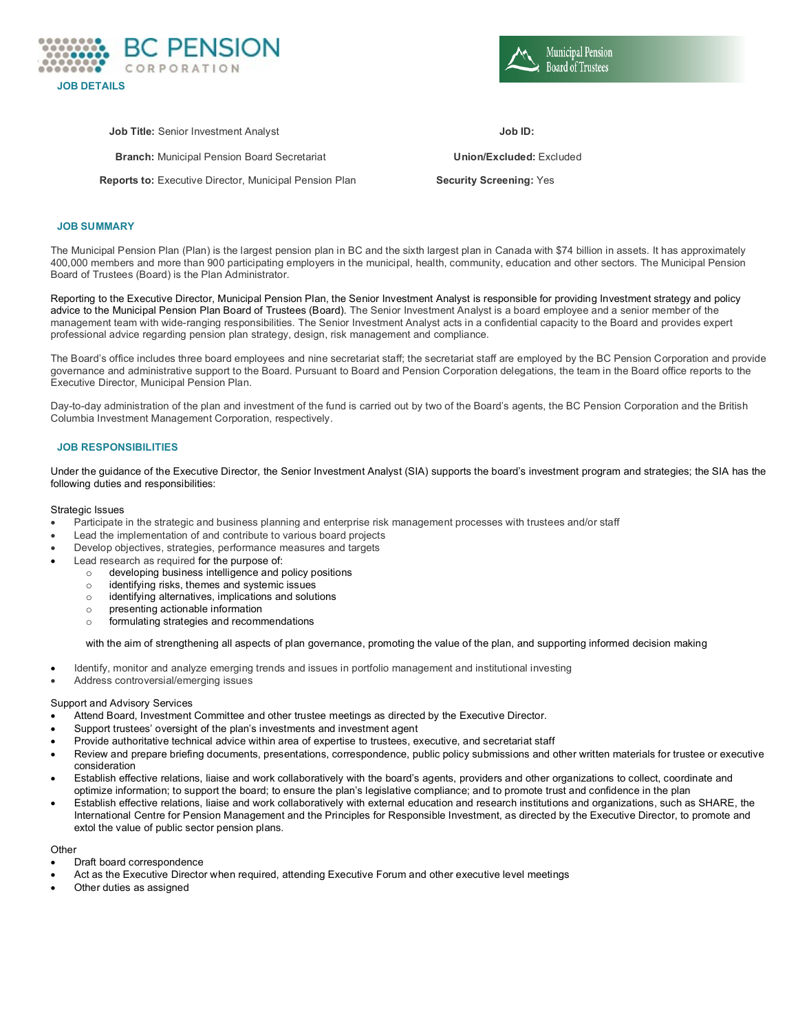BC PENSION CORPORATION

Municipal Pension Board of Trustees

## JOB DETAILS

**Job Title:** Senior Investment Analyst

**Job ID:**

**Branch:** Municipal Pension Board Secretariat

**Union/Excluded:** Excluded

**Reports to:** Executive Director, Municipal Pension Plan

**Security Screening:** Yes

## JOB SUMMARY

The Municipal Pension Plan (Plan) is the largest pension plan in BC and the sixth largest plan in Canada with $74 billion in assets. It has approximately 400,000 members and more than 900 participating employers in the municipal, health, community, education and other sectors. The Municipal Pension Board of Trustees (Board) is the Plan Administrator.

Reporting to the Executive Director, Municipal Pension Plan, the Senior Investment Analyst is responsible for providing Investment strategy and policy advice to the Municipal Pension Plan Board of Trustees (Board). The Senior Investment Analyst is a board employee and a senior member of the management team with wide-ranging responsibilities. The Senior Investment Analyst acts in a confidential capacity to the Board and provides expert professional advice regarding pension plan strategy, design, risk management and compliance.

The Board's office includes three board employees and nine secretariat staff; the secretariat staff are employed by the BC Pension Corporation and provide governance and administrative support to the Board. Pursuant to Board and Pension Corporation delegations, the team in the Board office reports to the Executive Director, Municipal Pension Plan.

Day-to-day administration of the plan and investment of the fund is carried out by two of the Board's agents, the BC Pension Corporation and the British Columbia Investment Management Corporation, respectively.

## JOB RESPONSIBILITIES

Under the guidance of the Executive Director, the Senior Investment Analyst (SIA) supports the board's investment program and strategies; the SIA has the following duties and responsibilities:

Strategic Issues

- Participate in the strategic and business planning and enterprise risk management processes with trustees and/or staff
- Lead the implementation of and contribute to various board projects
- Develop objectives, strategies, performance measures and targets
- Lead research as required for the purpose of:
  - developing business intelligence and policy positions
  - identifying risks, themes and systemic issues
  - identifying alternatives, implications and solutions
  - presenting actionable information
  - formulating strategies and recommendations

  with the aim of strengthening all aspects of plan governance, promoting the value of the plan, and supporting informed decision making

- Identify, monitor and analyze emerging trends and issues in portfolio management and institutional investing
- Address controversial/emerging issues

Support and Advisory Services

- Attend Board, Investment Committee and other trustee meetings as directed by the Executive Director.
- Support trustees' oversight of the plan's investments and investment agent
- Provide authoritative technical advice within area of expertise to trustees, executive, and secretariat staff
- Review and prepare briefing documents, presentations, correspondence, public policy submissions and other written materials for trustee or executive consideration
- Establish effective relations, liaise and work collaboratively with the board's agents, providers and other organizations to collect, coordinate and optimize information; to support the board; to ensure the plan's legislative compliance; and to promote trust and confidence in the plan
- Establish effective relations, liaise and work collaboratively with external education and research institutions and organizations, such as SHARE, the International Centre for Pension Management and the Principles for Responsible Investment, as directed by the Executive Director, to promote and extol the value of public sector pension plans.

Other

- Draft board correspondence
- Act as the Executive Director when required, attending Executive Forum and other executive level meetings
- Other duties as assigned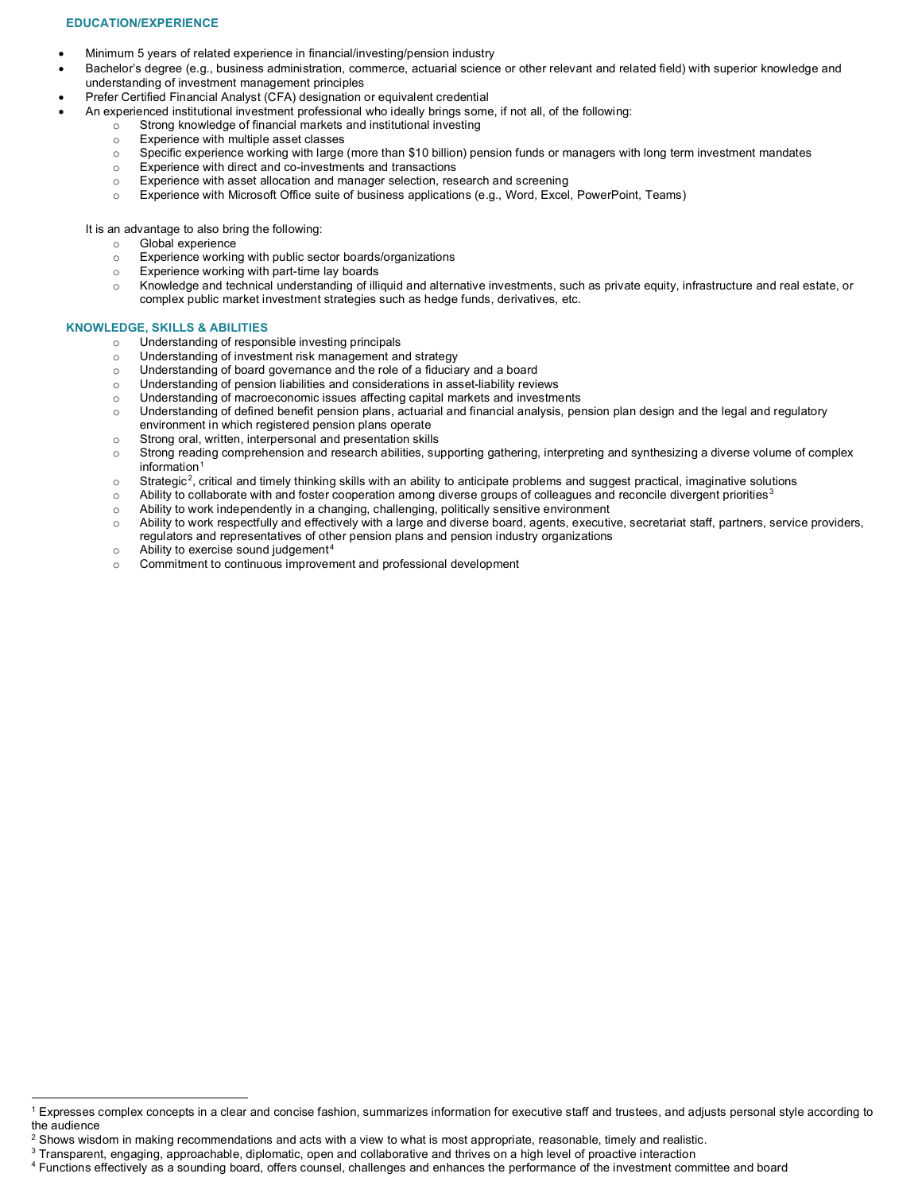## EDUCATION/EXPERIENCE

- Minimum 5 years of related experience in financial/investing/pension industry
- Bachelor's degree (e.g., business administration, commerce, actuarial science or other relevant and related field) with superior knowledge and understanding of investment management principles
- Prefer Certified Financial Analyst (CFA) designation or equivalent credential
- An experienced institutional investment professional who ideally brings some, if not all, of the following:
  - Strong knowledge of financial markets and institutional investing
  - Experience with multiple asset classes
  - Specific experience working with large (more than $10 billion) pension funds or managers with long term investment mandates
  - Experience with direct and co-investments and transactions
  - Experience with asset allocation and manager selection, research and screening
  - Experience with Microsoft Office suite of business applications (e.g., Word, Excel, PowerPoint, Teams)

It is an advantage to also bring the following:

- Global experience
- Experience working with public sector boards/organizations
- Experience working with part-time lay boards
- Knowledge and technical understanding of illiquid and alternative investments, such as private equity, infrastructure and real estate, or complex public market investment strategies such as hedge funds, derivatives, etc.

## KNOWLEDGE, SKILLS & ABILITIES

- Understanding of responsible investing principals
- Understanding of investment risk management and strategy
- Understanding of board governance and the role of a fiduciary and a board
- Understanding of pension liabilities and considerations in asset-liability reviews
- Understanding of macroeconomic issues affecting capital markets and investments
- Understanding of defined benefit pension plans, actuarial and financial analysis, pension plan design and the legal and regulatory environment in which registered pension plans operate
- Strong oral, written, interpersonal and presentation skills
- Strong reading comprehension and research abilities, supporting gathering, interpreting and synthesizing a diverse volume of complex information[1]
- Strategic[2], critical and timely thinking skills with an ability to anticipate problems and suggest practical, imaginative solutions
- Ability to collaborate with and foster cooperation among diverse groups of colleagues and reconcile divergent priorities[3]
- Ability to work independently in a changing, challenging, politically sensitive environment
- Ability to work respectfully and effectively with a large and diverse board, agents, executive, secretariat staff, partners, service providers, regulators and representatives of other pension plans and pension industry organizations
- Ability to exercise sound judgement[4]
- Commitment to continuous improvement and professional development

---

[1] Expresses complex concepts in a clear and concise fashion, summarizes information for executive staff and trustees, and adjusts personal style according to the audience

[2] Shows wisdom in making recommendations and acts with a view to what is most appropriate, reasonable, timely and realistic.

[3] Transparent, engaging, approachable, diplomatic, open and collaborative and thrives on a high level of proactive interaction

[4] Functions effectively as a sounding board, offers counsel, challenges and enhances the performance of the investment committee and board